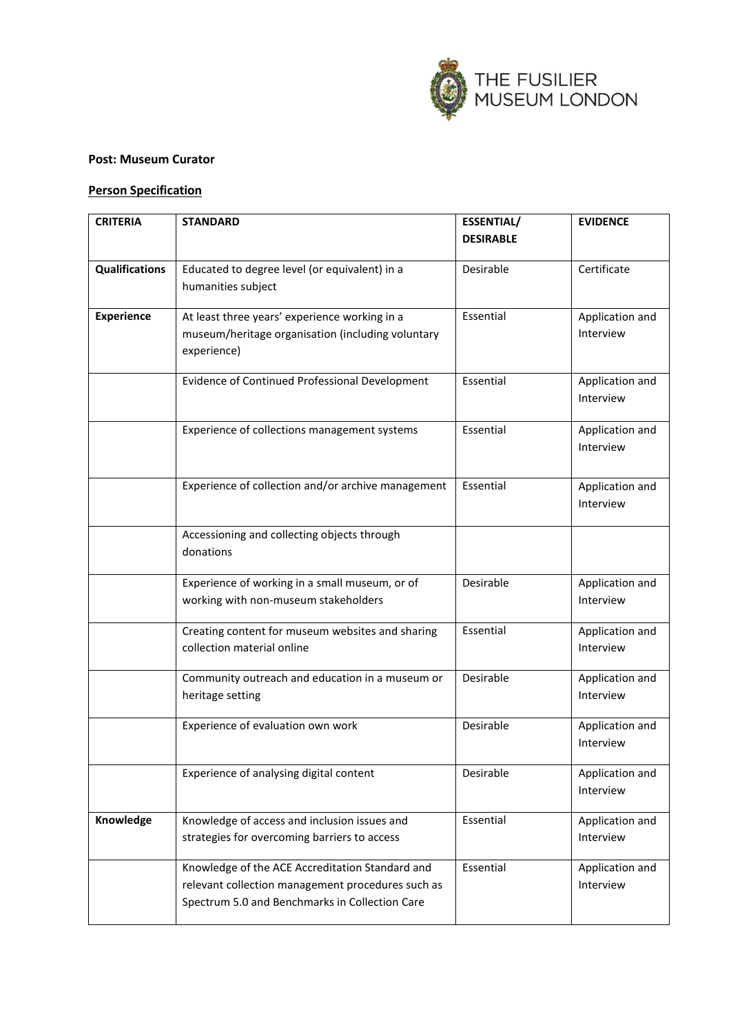THE FUSILIER MUSEUM LONDON

**Post: Museum Curator**

**Person Specification**

| CRITERIA | STANDARD | ESSENTIAL/ DESIRABLE | EVIDENCE |
|---|---|---|---|
| **Qualifications** | Educated to degree level (or equivalent) in a humanities subject | Desirable | Certificate |
| **Experience** | At least three years' experience working in a museum/heritage organisation (including voluntary experience) | Essential | Application and Interview |
| | Evidence of Continued Professional Development | Essential | Application and Interview |
| | Experience of collections management systems | Essential | Application and Interview |
| | Experience of collection and/or archive management | Essential | Application and Interview |
| | Accessioning and collecting objects through donations | | |
| | Experience of working in a small museum, or of working with non-museum stakeholders | Desirable | Application and Interview |
| | Creating content for museum websites and sharing collection material online | Essential | Application and Interview |
| | Community outreach and education in a museum or heritage setting | Desirable | Application and Interview |
| | Experience of evaluation own work | Desirable | Application and Interview |
| | Experience of analysing digital content | Desirable | Application and Interview |
| **Knowledge** | Knowledge of access and inclusion issues and strategies for overcoming barriers to access | Essential | Application and Interview |
| | Knowledge of the ACE Accreditation Standard and relevant collection management procedures such as Spectrum 5.0 and Benchmarks in Collection Care | Essential | Application and Interview |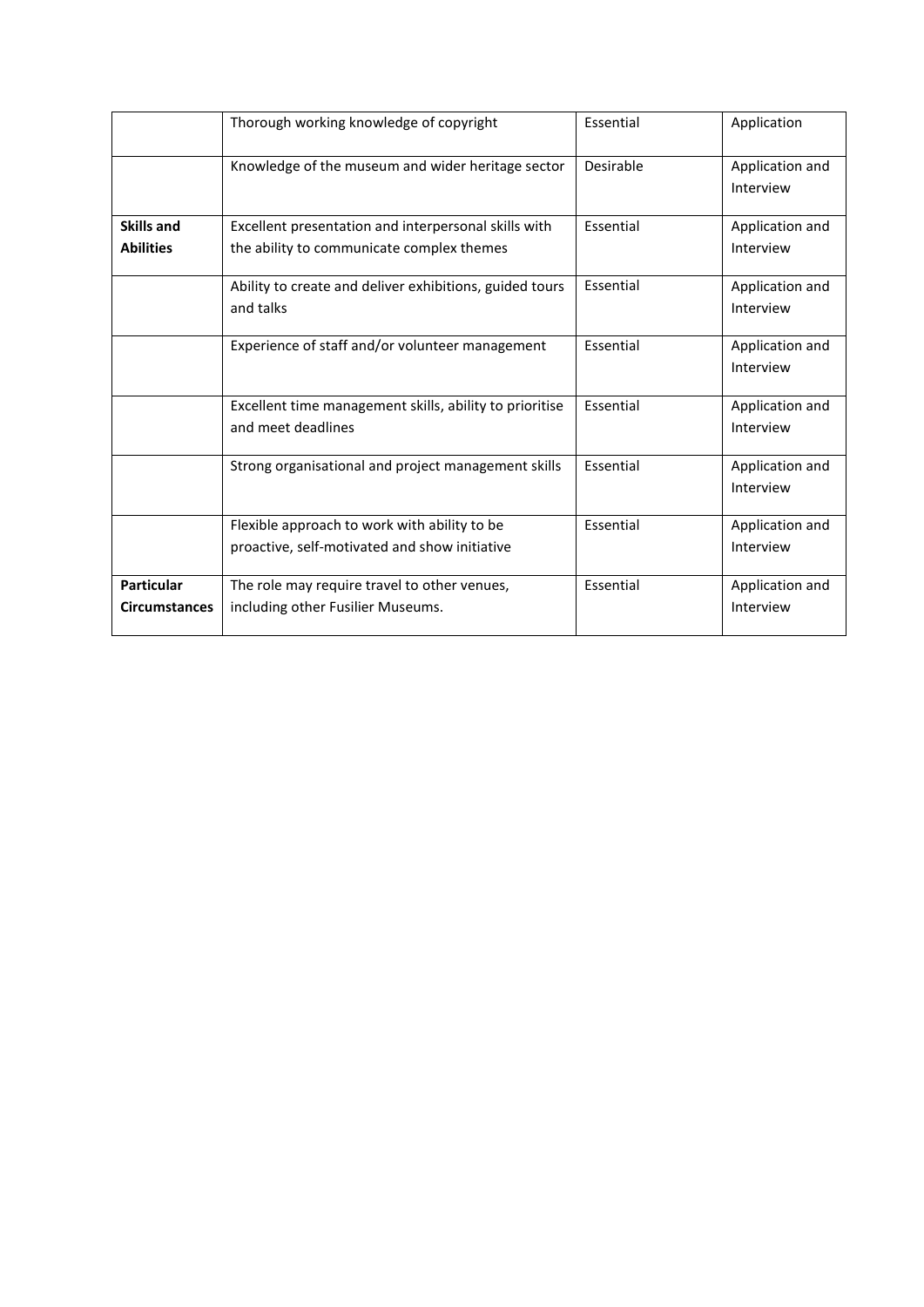| | | | |
|---|---|---|---|
| | Thorough working knowledge of copyright | Essential | Application |
| | Knowledge of the museum and wider heritage sector | Desirable | Application and Interview |
| **Skills and Abilities** | Excellent presentation and interpersonal skills with the ability to communicate complex themes | Essential | Application and Interview |
| | Ability to create and deliver exhibitions, guided tours and talks | Essential | Application and Interview |
| | Experience of staff and/or volunteer management | Essential | Application and Interview |
| | Excellent time management skills, ability to prioritise and meet deadlines | Essential | Application and Interview |
| | Strong organisational and project management skills | Essential | Application and Interview |
| | Flexible approach to work with ability to be proactive, self-motivated and show initiative | Essential | Application and Interview |
| **Particular Circumstances** | The role may require travel to other venues, including other Fusilier Museums. | Essential | Application and Interview |